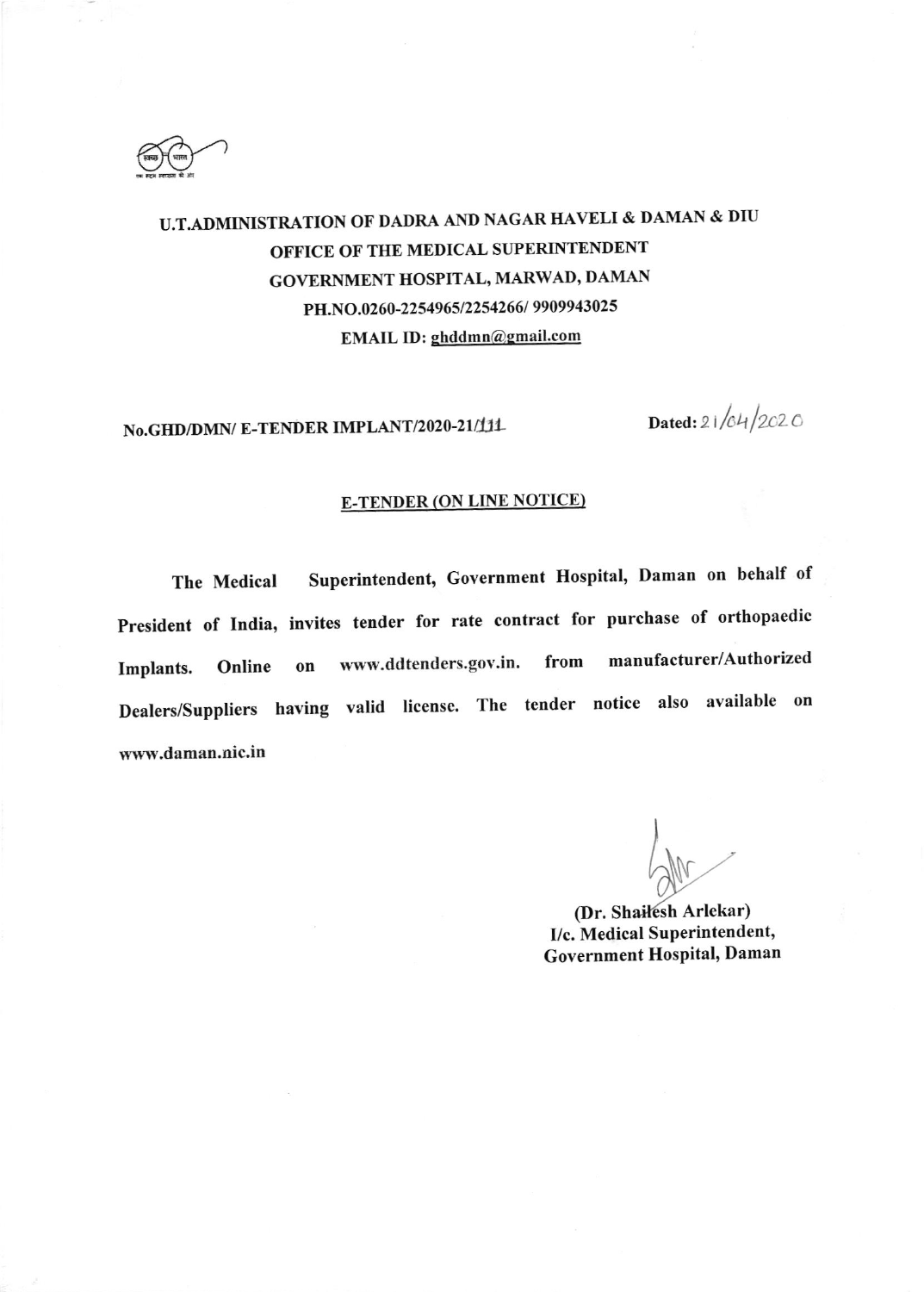**U.T.ADMINISTRATION OF DADRA AND NAGAR HAVELI & DAMAN & DIU**
**OFFICE OF THE MEDICAL SUPERINTENDENT**
**GOVERNMENT HOSPITAL, MARWAD, DAMAN**
**PH.NO.0260-2254965/2254266/ 9909943025**
**EMAIL ID: ghddmn@gmail.com**

**No.GHD/DMN/ E-TENDER IMPLANT/2020-21/111** **Dated:** 21/04/2020

**E-TENDER (ON LINE NOTICE)**

**The Medical Superintendent, Government Hospital, Daman on behalf of President of India, invites tender for rate contract for purchase of orthopaedic Implants. Online on www.ddtenders.gov.in. from manufacturer/Authorized Dealers/Suppliers having valid license. The tender notice also available on www.daman.nic.in**

**(Dr. Shailesh Arlekar)**
**I/c. Medical Superintendent,**
**Government Hospital, Daman**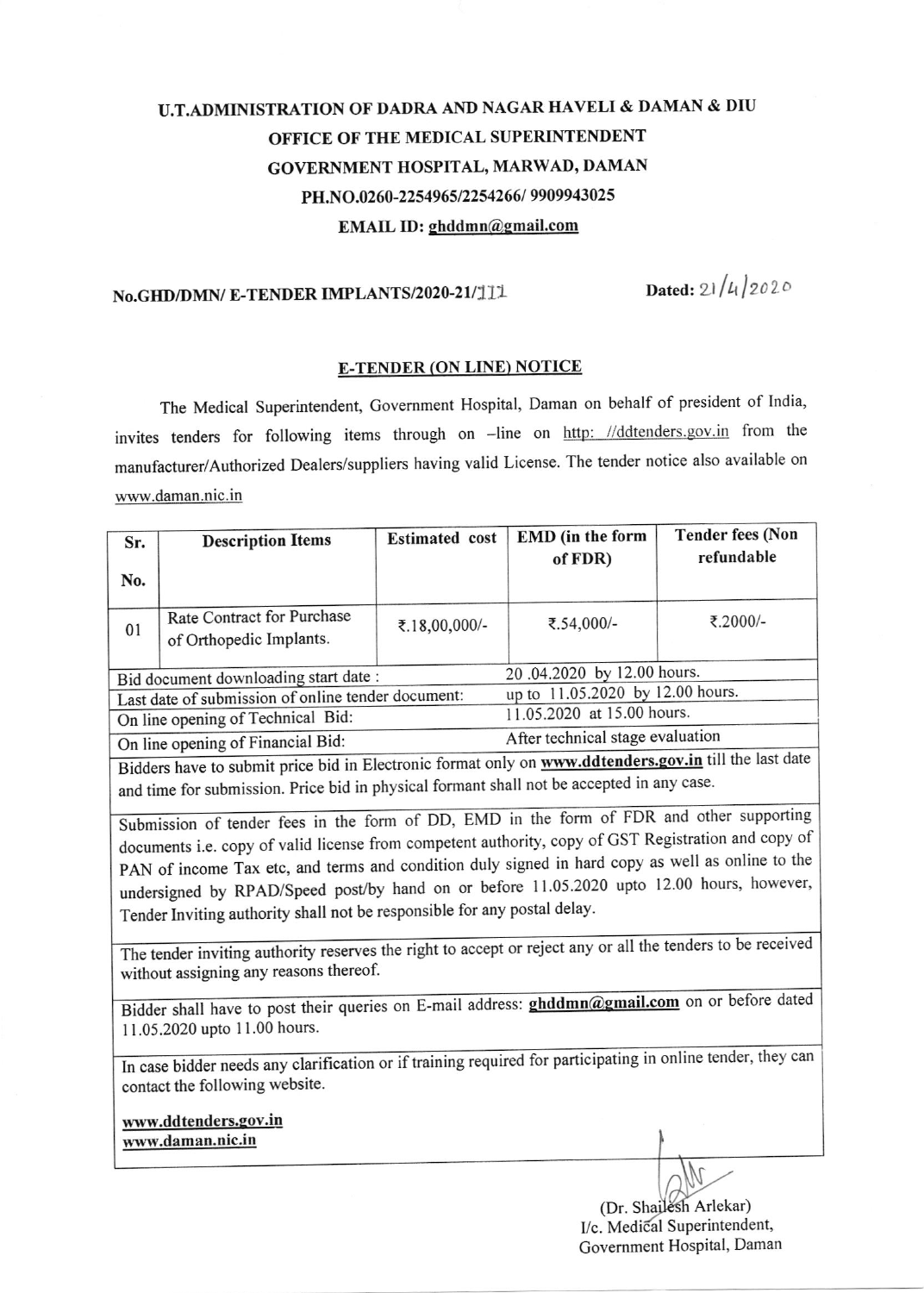# U.T.ADMINISTRATION OF DADRA AND NAGAR HAVELI & DAMAN & DIU

## OFFICE OF THE MEDICAL SUPERINTENDENT

## GOVERNMENT HOSPITAL, MARWAD, DAMAN

**PH.NO.0260-2254965/2254266/ 9909943025**

**EMAIL ID: ghddmn@gmail.com**

**No.GHD/DMN/ E-TENDER IMPLANTS/2020-21/111** **Dated:** 21/4/2020

### E-TENDER (ON LINE) NOTICE

The Medical Superintendent, Government Hospital, Daman on behalf of president of India, invites tenders for following items through on –line on http: //ddtenders.gov.in from the manufacturer/Authorized Dealers/suppliers having valid License. The tender notice also available on www.daman.nic.in

| Sr. No. | Description Items | Estimated cost | EMD (in the form of FDR) | Tender fees (Non refundable |
|---|---|---|---|---|
| 01 | Rate Contract for Purchase of Orthopedic Implants. | ₹.18,00,000/- | ₹.54,000/- | ₹.2000/- |

| | |
|---|---|
| Bid document downloading start date : | 20 .04.2020 by 12.00 hours. |
| Last date of submission of online tender document: | up to 11.05.2020 by 12.00 hours. |
| On line opening of Technical Bid: | 11.05.2020 at 15.00 hours. |
| On line opening of Financial Bid: | After technical stage evaluation |

Bidders have to submit price bid in Electronic format only on **www.ddtenders.gov.in** till the last date and time for submission. Price bid in physical formant shall not be accepted in any case.

Submission of tender fees in the form of DD, EMD in the form of FDR and other supporting documents i.e. copy of valid license from competent authority, copy of GST Registration and copy of PAN of income Tax etc, and terms and condition duly signed in hard copy as well as online to the undersigned by RPAD/Speed post/by hand on or before 11.05.2020 upto 12.00 hours, however, Tender Inviting authority shall not be responsible for any postal delay.

The tender inviting authority reserves the right to accept or reject any or all the tenders to be received without assigning any reasons thereof.

Bidder shall have to post their queries on E-mail address: **ghddmn@gmail.com** on or before dated 11.05.2020 upto 11.00 hours.

In case bidder needs any clarification or if training required for participating in online tender, they can contact the following website.

**www.ddtenders.gov.in**
**www.daman.nic.in**

(Dr. Shailesh Arlekar)
I/c. Medical Superintendent,
Government Hospital, Daman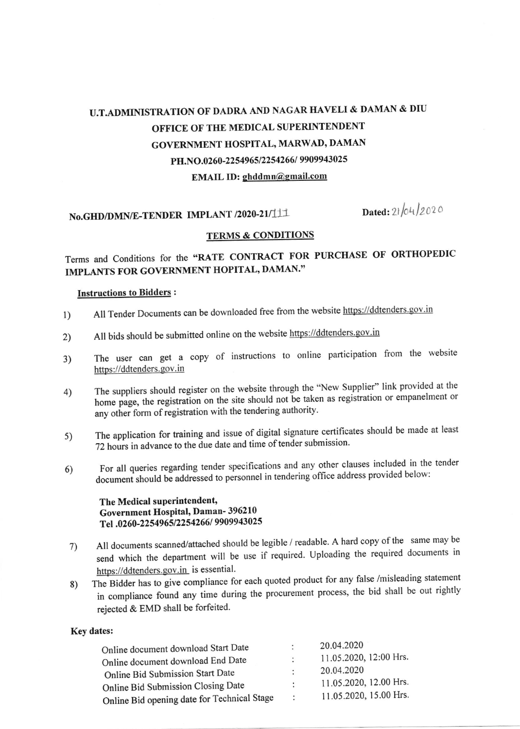# U.T.ADMINISTRATION OF DADRA AND NAGAR HAVELI & DAMAN & DIU

## OFFICE OF THE MEDICAL SUPERINTENDENT

## GOVERNMENT HOSPITAL, MARWAD, DAMAN

**PH.NO.0260-2254965/2254266/ 9909943025**

**EMAIL ID: ghddmn@gmail.com**

**No.GHD/DMN/E-TENDER IMPLANT /2020-21/111** **Dated:** 21/04/2020

**TERMS & CONDITIONS**

Terms and Conditions for the **"RATE CONTRACT FOR PURCHASE OF ORTHOPEDIC IMPLANTS FOR GOVERNMENT HOPITAL, DAMAN."**

**Instructions to Bidders :**

1) All Tender Documents can be downloaded free from the website https://ddtenders.gov.in
2) All bids should be submitted online on the website https://ddtenders.gov.in
3) The user can get a copy of instructions to online participation from the website https://ddtenders.gov.in
4) The suppliers should register on the website through the "New Supplier" link provided at the home page, the registration on the site should not be taken as registration or empanelment or any other form of registration with the tendering authority.
5) The application for training and issue of digital signature certificates should be made at least 72 hours in advance to the due date and time of tender submission.
6) For all queries regarding tender specifications and any other clauses included in the tender document should be addressed to personnel in tendering office address provided below:

   **The Medical superintendent,**
   **Government Hospital, Daman- 396210**
   **Tel .0260-2254965/2254266/ 9909943025**

7) All documents scanned/attached should be legible / readable. A hard copy of the same may be send which the department will be use if required. Uploading the required documents in https://ddtenders.gov.in is essential.
8) The Bidder has to give compliance for each quoted product for any false /misleading statement in compliance found any time during the procurement process, the bid shall be out rightly rejected & EMD shall be forfeited.

**Key dates:**

| | | |
|---|---|---|
| Online document download Start Date | : | 20.04.2020 |
| Online document download End Date | : | 11.05.2020, 12:00 Hrs. |
| Online Bid Submission Start Date | : | 20.04.2020 |
| Online Bid Submission Closing Date | : | 11.05.2020, 12.00 Hrs. |
| Online Bid opening date for Technical Stage | : | 11.05.2020, 15.00 Hrs. |